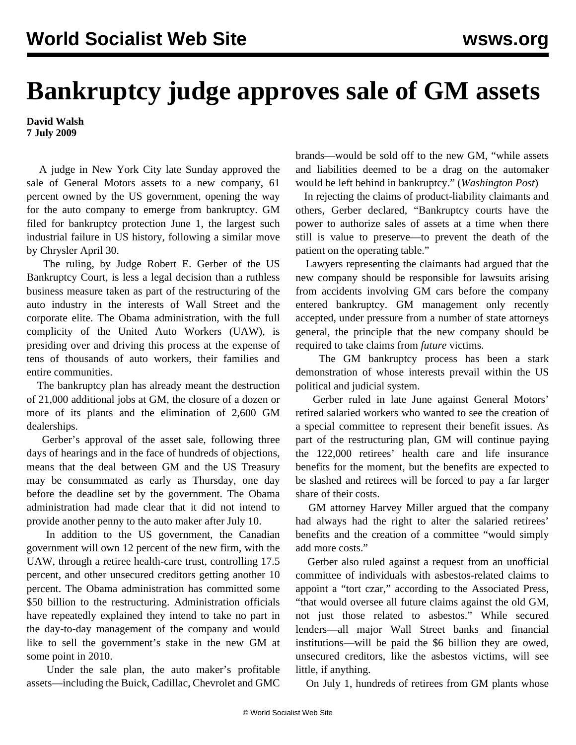# Bankruptcy judge approves sale of GM assets

**David Walsh**
**7 July 2009**

A judge in New York City late Sunday approved the sale of General Motors assets to a new company, 61 percent owned by the US government, opening the way for the auto company to emerge from bankruptcy. GM filed for bankruptcy protection June 1, the largest such industrial failure in US history, following a similar move by Chrysler April 30.

The ruling, by Judge Robert E. Gerber of the US Bankruptcy Court, is less a legal decision than a ruthless business measure taken as part of the restructuring of the auto industry in the interests of Wall Street and the corporate elite. The Obama administration, with the full complicity of the United Auto Workers (UAW), is presiding over and driving this process at the expense of tens of thousands of auto workers, their families and entire communities.

The bankruptcy plan has already meant the destruction of 21,000 additional jobs at GM, the closure of a dozen or more of its plants and the elimination of 2,600 GM dealerships.

Gerber's approval of the asset sale, following three days of hearings and in the face of hundreds of objections, means that the deal between GM and the US Treasury may be consummated as early as Thursday, one day before the deadline set by the government. The Obama administration had made clear that it did not intend to provide another penny to the auto maker after July 10.

In addition to the US government, the Canadian government will own 12 percent of the new firm, with the UAW, through a retiree health-care trust, controlling 17.5 percent, and other unsecured creditors getting another 10 percent. The Obama administration has committed some $50 billion to the restructuring. Administration officials have repeatedly explained they intend to take no part in the day-to-day management of the company and would like to sell the government's stake in the new GM at some point in 2010.

Under the sale plan, the auto maker's profitable assets—including the Buick, Cadillac, Chevrolet and GMC brands—would be sold off to the new GM, "while assets and liabilities deemed to be a drag on the automaker would be left behind in bankruptcy." (*Washington Post*)

In rejecting the claims of product-liability claimants and others, Gerber declared, "Bankruptcy courts have the power to authorize sales of assets at a time when there still is value to preserve—to prevent the death of the patient on the operating table."

Lawyers representing the claimants had argued that the new company should be responsible for lawsuits arising from accidents involving GM cars before the company entered bankruptcy. GM management only recently accepted, under pressure from a number of state attorneys general, the principle that the new company should be required to take claims from *future* victims.

The GM bankruptcy process has been a stark demonstration of whose interests prevail within the US political and judicial system.

Gerber ruled in late June against General Motors' retired salaried workers who wanted to see the creation of a special committee to represent their benefit issues. As part of the restructuring plan, GM will continue paying the 122,000 retirees' health care and life insurance benefits for the moment, but the benefits are expected to be slashed and retirees will be forced to pay a far larger share of their costs.

GM attorney Harvey Miller argued that the company had always had the right to alter the salaried retirees' benefits and the creation of a committee "would simply add more costs."

Gerber also ruled against a request from an unofficial committee of individuals with asbestos-related claims to appoint a "tort czar," according to the Associated Press, "that would oversee all future claims against the old GM, not just those related to asbestos." While secured lenders—all major Wall Street banks and financial institutions—will be paid the $6 billion they are owed, unsecured creditors, like the asbestos victims, will see little, if anything.

On July 1, hundreds of retirees from GM plants whose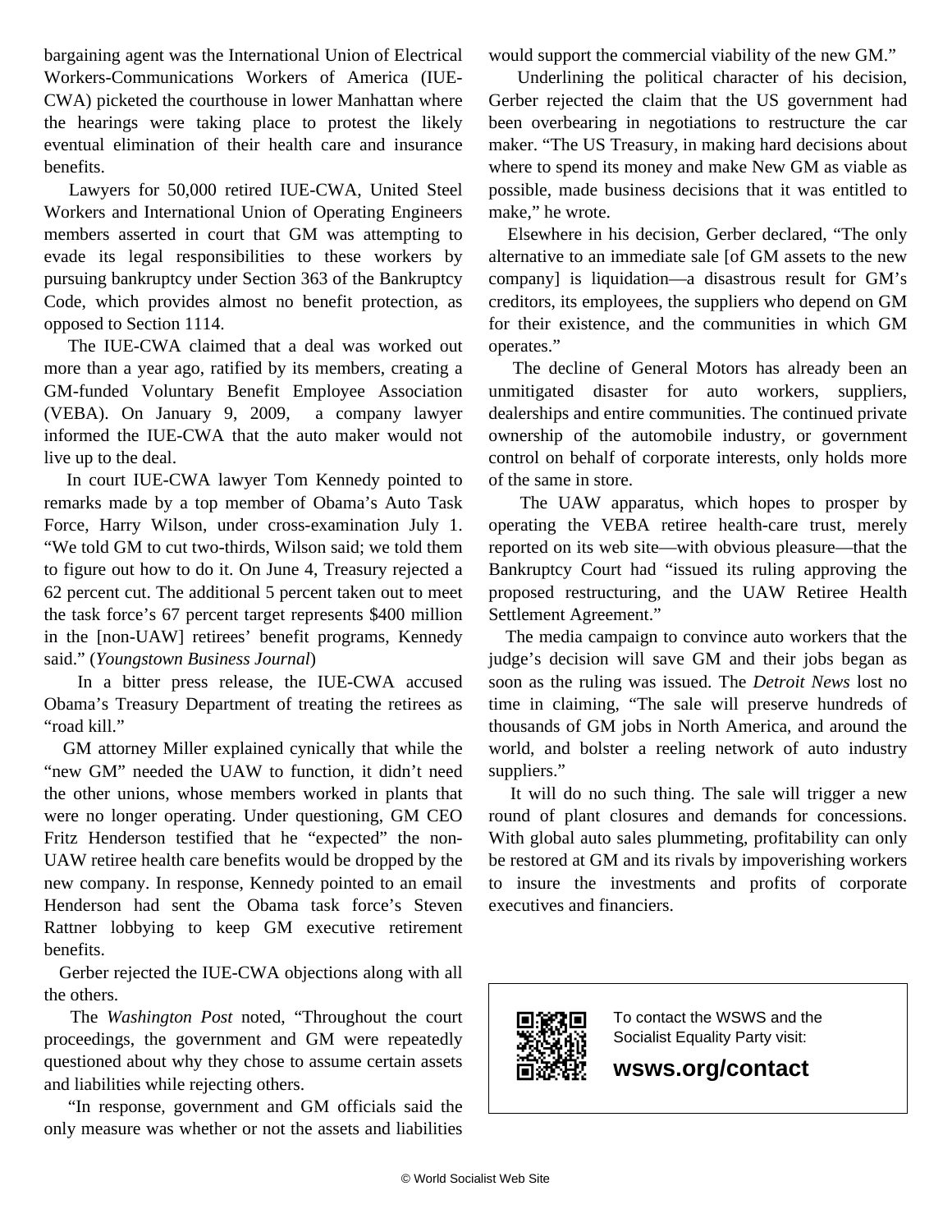bargaining agent was the International Union of Electrical Workers-Communications Workers of America (IUE-CWA) picketed the courthouse in lower Manhattan where the hearings were taking place to protest the likely eventual elimination of their health care and insurance benefits.

Lawyers for 50,000 retired IUE-CWA, United Steel Workers and International Union of Operating Engineers members asserted in court that GM was attempting to evade its legal responsibilities to these workers by pursuing bankruptcy under Section 363 of the Bankruptcy Code, which provides almost no benefit protection, as opposed to Section 1114.

The IUE-CWA claimed that a deal was worked out more than a year ago, ratified by its members, creating a GM-funded Voluntary Benefit Employee Association (VEBA). On January 9, 2009, a company lawyer informed the IUE-CWA that the auto maker would not live up to the deal.

In court IUE-CWA lawyer Tom Kennedy pointed to remarks made by a top member of Obama's Auto Task Force, Harry Wilson, under cross-examination July 1. "We told GM to cut two-thirds, Wilson said; we told them to figure out how to do it. On June 4, Treasury rejected a 62 percent cut. The additional 5 percent taken out to meet the task force's 67 percent target represents $400 million in the [non-UAW] retirees' benefit programs, Kennedy said." (*Youngstown Business Journal*)

In a bitter press release, the IUE-CWA accused Obama's Treasury Department of treating the retirees as "road kill."

GM attorney Miller explained cynically that while the "new GM" needed the UAW to function, it didn't need the other unions, whose members worked in plants that were no longer operating. Under questioning, GM CEO Fritz Henderson testified that he "expected" the non-UAW retiree health care benefits would be dropped by the new company. In response, Kennedy pointed to an email Henderson had sent the Obama task force's Steven Rattner lobbying to keep GM executive retirement benefits.

Gerber rejected the IUE-CWA objections along with all the others.

The *Washington Post* noted, "Throughout the court proceedings, the government and GM were repeatedly questioned about why they chose to assume certain assets and liabilities while rejecting others.

"In response, government and GM officials said the only measure was whether or not the assets and liabilities would support the commercial viability of the new GM."

Underlining the political character of his decision, Gerber rejected the claim that the US government had been overbearing in negotiations to restructure the car maker. "The US Treasury, in making hard decisions about where to spend its money and make New GM as viable as possible, made business decisions that it was entitled to make," he wrote.

Elsewhere in his decision, Gerber declared, "The only alternative to an immediate sale [of GM assets to the new company] is liquidation—a disastrous result for GM's creditors, its employees, the suppliers who depend on GM for their existence, and the communities in which GM operates."

The decline of General Motors has already been an unmitigated disaster for auto workers, suppliers, dealerships and entire communities. The continued private ownership of the automobile industry, or government control on behalf of corporate interests, only holds more of the same in store.

The UAW apparatus, which hopes to prosper by operating the VEBA retiree health-care trust, merely reported on its web site—with obvious pleasure—that the Bankruptcy Court had "issued its ruling approving the proposed restructuring, and the UAW Retiree Health Settlement Agreement."

The media campaign to convince auto workers that the judge's decision will save GM and their jobs began as soon as the ruling was issued. The *Detroit News* lost no time in claiming, "The sale will preserve hundreds of thousands of GM jobs in North America, and around the world, and bolster a reeling network of auto industry suppliers."

It will do no such thing. The sale will trigger a new round of plant closures and demands for concessions. With global auto sales plummeting, profitability can only be restored at GM and its rivals by impoverishing workers to insure the investments and profits of corporate executives and financiers.

To contact the WSWS and the Socialist Equality Party visit:

**wsws.org/contact**